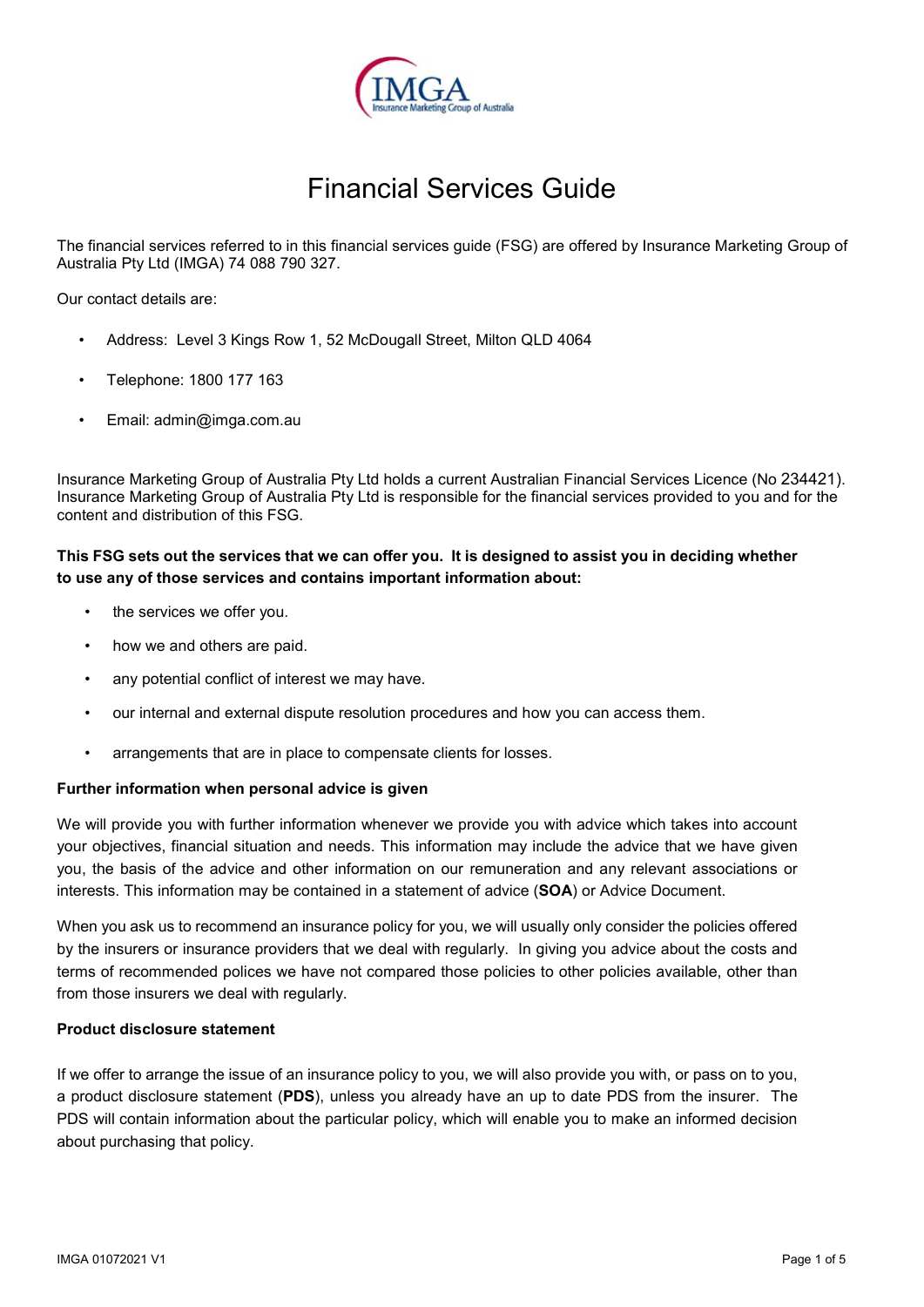# Financial Services Guide

The financial services referred to in this financial services guide (FSG) are offered by Insurance Marketing Group of Australia Pty Ltd (IMGA) 74 088 790 327.

Our contact details are:

- Address: Level 3 Kings Row 1, 52 McDougall Street, Milton QLD 4064
- Telephone: 1800 177 163
- Email: admin@imga.com.au

Insurance Marketing Group of Australia Pty Ltd holds a current Australian Financial Services Licence (No 234421). Insurance Marketing Group of Australia Pty Ltd is responsible for the financial services provided to you and for the content and distribution of this FSG.

**This FSG sets out the services that we can offer you. It is designed to assist you in deciding whether to use any of those services and contains important information about:**

- the services we offer you.
- how we and others are paid.
- any potential conflict of interest we may have.
- our internal and external dispute resolution procedures and how you can access them.
- arrangements that are in place to compensate clients for losses.

**Further information when personal advice is given**

We will provide you with further information whenever we provide you with advice which takes into account your objectives, financial situation and needs. This information may include the advice that we have given you, the basis of the advice and other information on our remuneration and any relevant associations or interests. This information may be contained in a statement of advice (**SOA**) or Advice Document.

When you ask us to recommend an insurance policy for you, we will usually only consider the policies offered by the insurers or insurance providers that we deal with regularly. In giving you advice about the costs and terms of recommended polices we have not compared those policies to other policies available, other than from those insurers we deal with regularly.

**Product disclosure statement**

If we offer to arrange the issue of an insurance policy to you, we will also provide you with, or pass on to you, a product disclosure statement (**PDS**), unless you already have an up to date PDS from the insurer. The PDS will contain information about the particular policy, which will enable you to make an informed decision about purchasing that policy.

IMGA 01072021 V1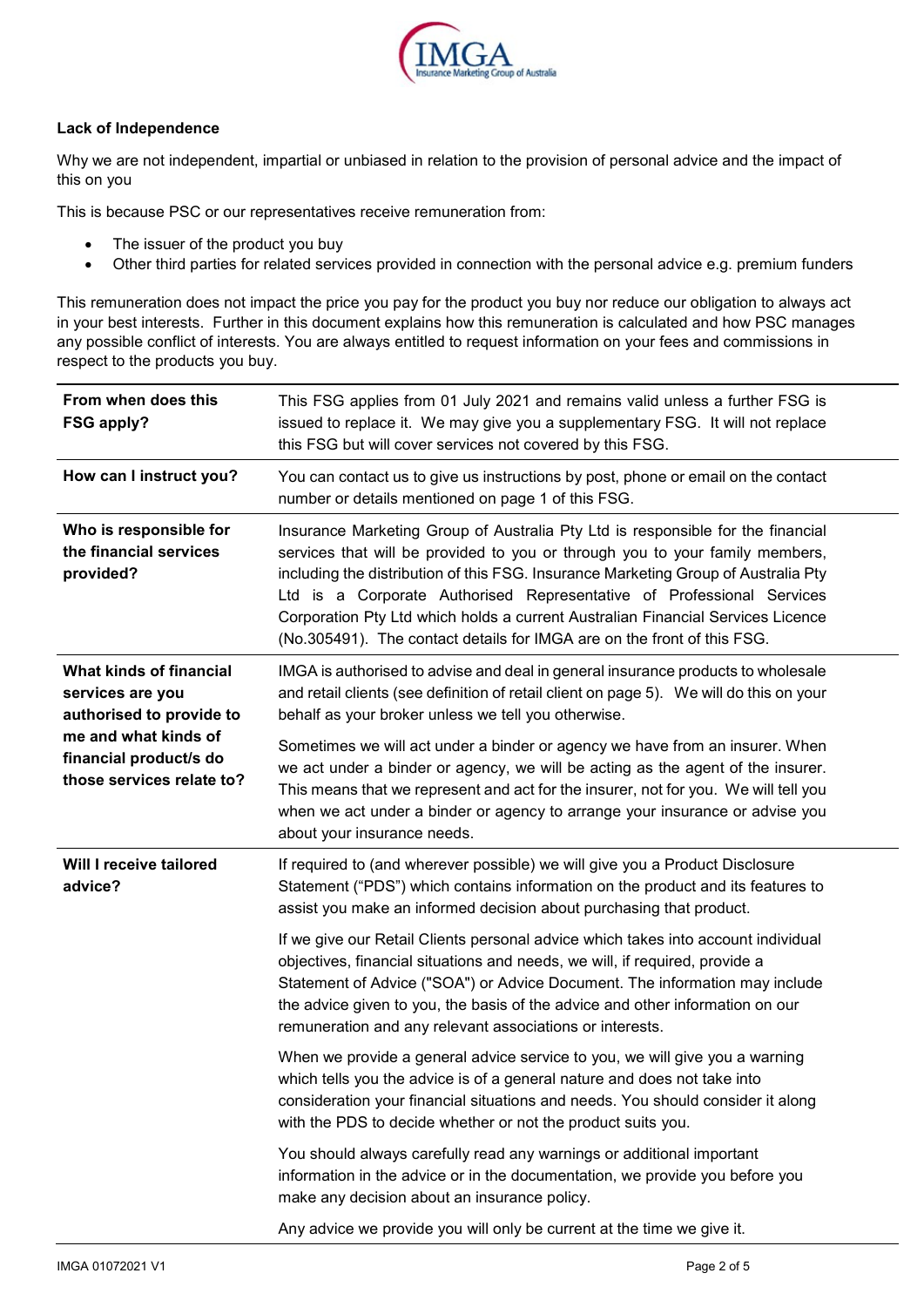**Lack of Independence**

Why we are not independent, impartial or unbiased in relation to the provision of personal advice and the impact of this on you

This is because PSC or our representatives receive remuneration from:

- The issuer of the product you buy
- Other third parties for related services provided in connection with the personal advice e.g. premium funders

This remuneration does not impact the price you pay for the product you buy nor reduce our obligation to always act in your best interests. Further in this document explains how this remuneration is calculated and how PSC manages any possible conflict of interests. You are always entitled to request information on your fees and commissions in respect to the products you buy.

| | |
|---|---|
| **From when does this FSG apply?** | This FSG applies from 01 July 2021 and remains valid unless a further FSG is issued to replace it. We may give you a supplementary FSG. It will not replace this FSG but will cover services not covered by this FSG. |
| **How can I instruct you?** | You can contact us to give us instructions by post, phone or email on the contact number or details mentioned on page 1 of this FSG. |
| **Who is responsible for the financial services provided?** | Insurance Marketing Group of Australia Pty Ltd is responsible for the financial services that will be provided to you or through you to your family members, including the distribution of this FSG. Insurance Marketing Group of Australia Pty Ltd is a Corporate Authorised Representative of Professional Services Corporation Pty Ltd which holds a current Australian Financial Services Licence (No.305491). The contact details for IMGA are on the front of this FSG. |
| **What kinds of financial services are you authorised to provide to me and what kinds of financial product/s do those services relate to?** | IMGA is authorised to advise and deal in general insurance products to wholesale and retail clients (see definition of retail client on page 5). We will do this on your behalf as your broker unless we tell you otherwise.<br><br>Sometimes we will act under a binder or agency we have from an insurer. When we act under a binder or agency, we will be acting as the agent of the insurer. This means that we represent and act for the insurer, not for you. We will tell you when we act under a binder or agency to arrange your insurance or advise you about your insurance needs. |
| **Will I receive tailored advice?** | If required to (and wherever possible) we will give you a Product Disclosure Statement ("PDS") which contains information on the product and its features to assist you make an informed decision about purchasing that product.<br><br>If we give our Retail Clients personal advice which takes into account individual objectives, financial situations and needs, we will, if required, provide a Statement of Advice ("SOA") or Advice Document. The information may include the advice given to you, the basis of the advice and other information on our remuneration and any relevant associations or interests.<br><br>When we provide a general advice service to you, we will give you a warning which tells you the advice is of a general nature and does not take into consideration your financial situations and needs. You should consider it along with the PDS to decide whether or not the product suits you.<br><br>You should always carefully read any warnings or additional important information in the advice or in the documentation, we provide you before you make any decision about an insurance policy.<br><br>Any advice we provide you will only be current at the time we give it. |

IMGA 01072021 V1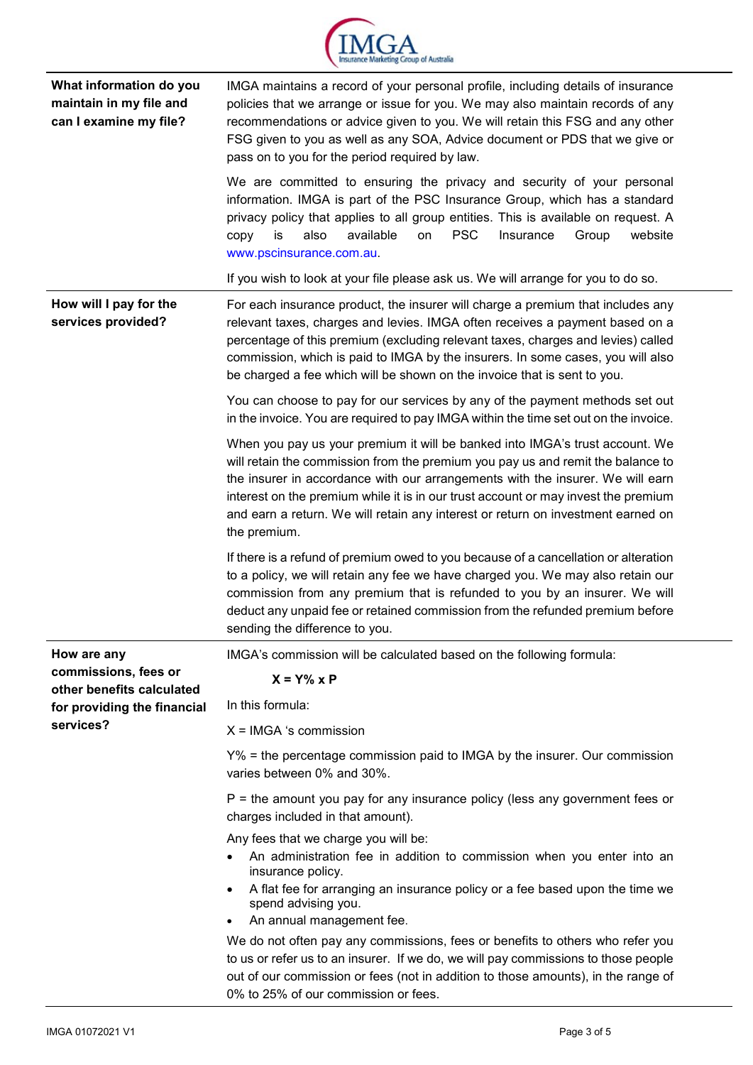| | |
|---|---|
| **What information do you maintain in my file and can I examine my file?** | IMGA maintains a record of your personal profile, including details of insurance policies that we arrange or issue for you. We may also maintain records of any recommendations or advice given to you. We will retain this FSG and any other FSG given to you as well as any SOA, Advice document or PDS that we give or pass on to you for the period required by law.<br><br>We are committed to ensuring the privacy and security of your personal information. IMGA is part of the PSC Insurance Group, which has a standard privacy policy that applies to all group entities. This is available on request. A copy is also available on PSC Insurance Group website www.pscinsurance.com.au.<br><br>If you wish to look at your file please ask us. We will arrange for you to do so. |
| **How will I pay for the services provided?** | For each insurance product, the insurer will charge a premium that includes any relevant taxes, charges and levies. IMGA often receives a payment based on a percentage of this premium (excluding relevant taxes, charges and levies) called commission, which is paid to IMGA by the insurers. In some cases, you will also be charged a fee which will be shown on the invoice that is sent to you.<br><br>You can choose to pay for our services by any of the payment methods set out in the invoice. You are required to pay IMGA within the time set out on the invoice.<br><br>When you pay us your premium it will be banked into IMGA's trust account. We will retain the commission from the premium you pay us and remit the balance to the insurer in accordance with our arrangements with the insurer. We will earn interest on the premium while it is in our trust account or may invest the premium and earn a return. We will retain any interest or return on investment earned on the premium.<br><br>If there is a refund of premium owed to you because of a cancellation or alteration to a policy, we will retain any fee we have charged you. We may also retain our commission from any premium that is refunded to you by an insurer. We will deduct any unpaid fee or retained commission from the refunded premium before sending the difference to you. |
| **How are any commissions, fees or other benefits calculated for providing the financial services?** | IMGA's commission will be calculated based on the following formula:<br><br>**$X = Y\% \times P$**<br><br>In this formula:<br><br>X = IMGA 's commission<br><br>Y% = the percentage commission paid to IMGA by the insurer. Our commission varies between 0% and 30%.<br><br>P = the amount you pay for any insurance policy (less any government fees or charges included in that amount).<br><br>Any fees that we charge you will be:<br>• An administration fee in addition to commission when you enter into an insurance policy.<br>• A flat fee for arranging an insurance policy or a fee based upon the time we spend advising you.<br>• An annual management fee.<br><br>We do not often pay any commissions, fees or benefits to others who refer you to us or refer us to an insurer. If we do, we will pay commissions to those people out of our commission or fees (not in addition to those amounts), in the range of 0% to 25% of our commission or fees. |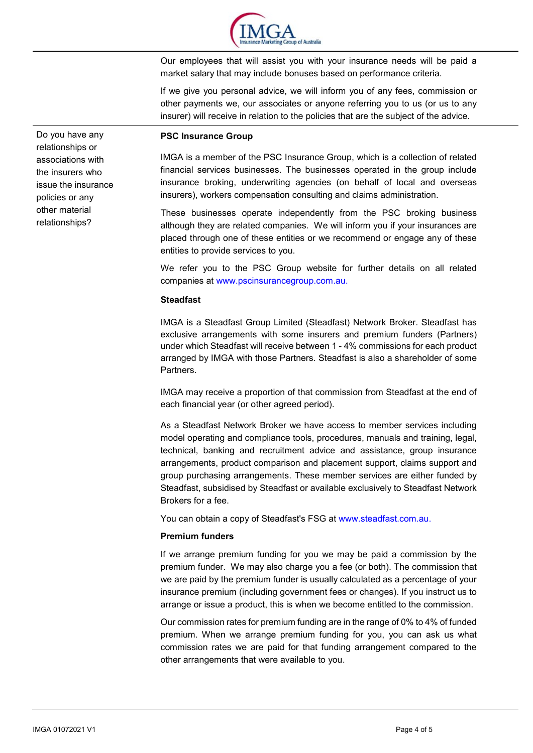Our employees that will assist you with your insurance needs will be paid a market salary that may include bonuses based on performance criteria.

If we give you personal advice, we will inform you of any fees, commission or other payments we, our associates or anyone referring you to us (or us to any insurer) will receive in relation to the policies that are the subject of the advice.

**Do you have any relationships or associations with the insurers who issue the insurance policies or any other material relationships?**

**PSC Insurance Group**

IMGA is a member of the PSC Insurance Group, which is a collection of related financial services businesses. The businesses operated in the group include insurance broking, underwriting agencies (on behalf of local and overseas insurers), workers compensation consulting and claims administration.

These businesses operate independently from the PSC broking business although they are related companies. We will inform you if your insurances are placed through one of these entities or we recommend or engage any of these entities to provide services to you.

We refer you to the PSC Group website for further details on all related companies at www.pscinsurancegroup.com.au.

**Steadfast**

IMGA is a Steadfast Group Limited (Steadfast) Network Broker. Steadfast has exclusive arrangements with some insurers and premium funders (Partners) under which Steadfast will receive between 1 - 4% commissions for each product arranged by IMGA with those Partners. Steadfast is also a shareholder of some Partners.

IMGA may receive a proportion of that commission from Steadfast at the end of each financial year (or other agreed period).

As a Steadfast Network Broker we have access to member services including model operating and compliance tools, procedures, manuals and training, legal, technical, banking and recruitment advice and assistance, group insurance arrangements, product comparison and placement support, claims support and group purchasing arrangements. These member services are either funded by Steadfast, subsidised by Steadfast or available exclusively to Steadfast Network Brokers for a fee.

You can obtain a copy of Steadfast's FSG at www.steadfast.com.au.

**Premium funders**

If we arrange premium funding for you we may be paid a commission by the premium funder. We may also charge you a fee (or both). The commission that we are paid by the premium funder is usually calculated as a percentage of your insurance premium (including government fees or changes). If you instruct us to arrange or issue a product, this is when we become entitled to the commission.

Our commission rates for premium funding are in the range of 0% to 4% of funded premium. When we arrange premium funding for you, you can ask us what commission rates we are paid for that funding arrangement compared to the other arrangements that were available to you.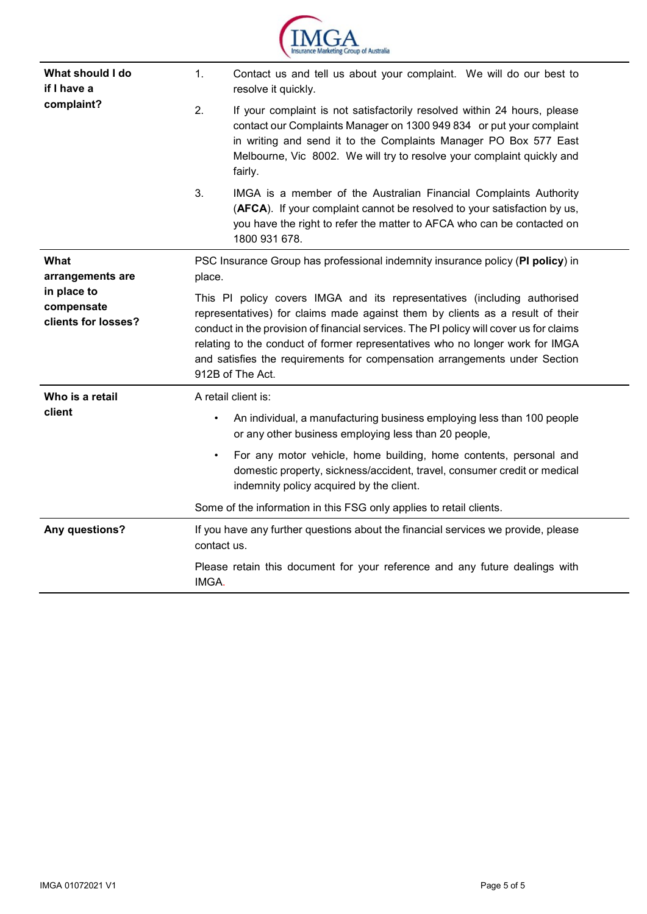| | |
|---|---|
| **What should I do if I have a complaint?** | 1. Contact us and tell us about your complaint. We will do our best to resolve it quickly.<br><br>2. If your complaint is not satisfactorily resolved within 24 hours, please contact our Complaints Manager on 1300 949 834 or put your complaint in writing and send it to the Complaints Manager PO Box 577 East Melbourne, Vic 8002. We will try to resolve your complaint quickly and fairly.<br><br>3. IMGA is a member of the Australian Financial Complaints Authority (**AFCA**). If your complaint cannot be resolved to your satisfaction by us, you have the right to refer the matter to AFCA who can be contacted on 1800 931 678. |
| **What arrangements are in place to compensate clients for losses?** | PSC Insurance Group has professional indemnity insurance policy (**PI policy**) in place.<br><br>This PI policy covers IMGA and its representatives (including authorised representatives) for claims made against them by clients as a result of their conduct in the provision of financial services. The PI policy will cover us for claims relating to the conduct of former representatives who no longer work for IMGA and satisfies the requirements for compensation arrangements under Section 912B of The Act. |
| **Who is a retail client** | A retail client is:<br><br>• An individual, a manufacturing business employing less than 100 people or any other business employing less than 20 people,<br><br>• For any motor vehicle, home building, home contents, personal and domestic property, sickness/accident, travel, consumer credit or medical indemnity policy acquired by the client.<br><br>Some of the information in this FSG only applies to retail clients. |
| **Any questions?** | If you have any further questions about the financial services we provide, please contact us.<br><br>Please retain this document for your reference and any future dealings with IMGA. |

IMGA 01072021 V1